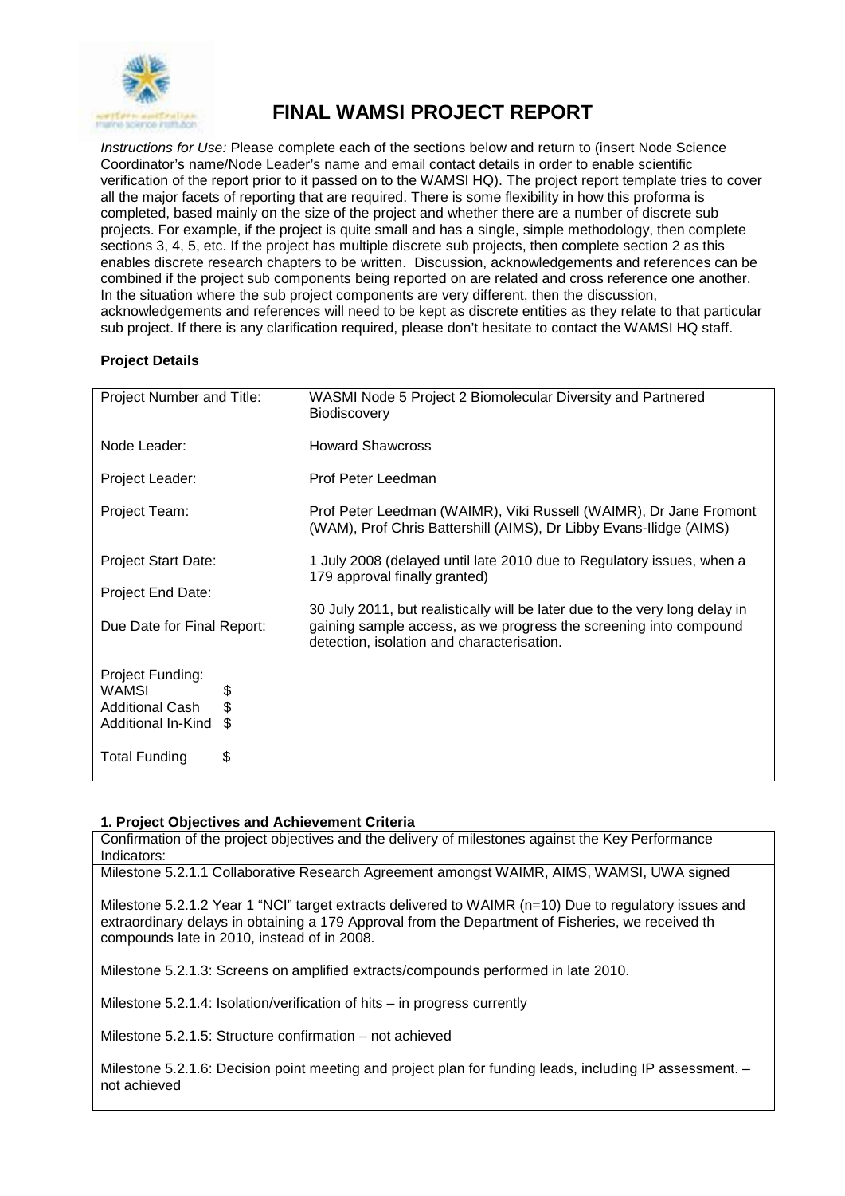# FINAL WAMSI PROJECT REPORT

*Instructions for Use:* Please complete each of the sections below and return to (insert Node Science Coordinator's name/Node Leader's name and email contact details in order to enable scientific verification of the report prior to it passed on to the WAMSI HQ). The project report template tries to cover all the major facets of reporting that are required. There is some flexibility in how this proforma is completed, based mainly on the size of the project and whether there are a number of discrete sub projects. For example, if the project is quite small and has a single, simple methodology, then complete sections 3, 4, 5, etc. If the project has multiple discrete sub projects, then complete section 2 as this enables discrete research chapters to be written. Discussion, acknowledgements and references can be combined if the project sub components being reported on are related and cross reference one another. In the situation where the sub project components are very different, then the discussion, acknowledgements and references will need to be kept as discrete entities as they relate to that particular sub project. If there is any clarification required, please don't hesitate to contact the WAMSI HQ staff.

**Project Details**

| | |
|---|---|
| Project Number and Title: | WASMI Node 5 Project 2 Biomolecular Diversity and Partnered Biodiscovery |
| Node Leader: | Howard Shawcross |
| Project Leader: | Prof Peter Leedman |
| Project Team: | Prof Peter Leedman (WAIMR), Viki Russell (WAIMR), Dr Jane Fromont (WAM), Prof Chris Battershill (AIMS), Dr Libby Evans-Ilidge (AIMS) |
| Project Start Date: | 1 July 2008 (delayed until late 2010 due to Regulatory issues, when a 179 approval finally granted) |
| Project End Date: | 30 July 2011, but realistically will be later due to the very long delay in gaining sample access, as we progress the screening into compound detection, isolation and characterisation. |
| Due Date for Final Report: | |
| Project Funding: | |
| WAMSI $ | |
| Additional Cash $ | |
| Additional In-Kind $ | |
| Total Funding $ | |

**1. Project Objectives and Achievement Criteria**

Confirmation of the project objectives and the delivery of milestones against the Key Performance Indicators:

Milestone 5.2.1.1 Collaborative Research Agreement amongst WAIMR, AIMS, WAMSI, UWA signed

Milestone 5.2.1.2 Year 1 "NCI" target extracts delivered to WAIMR (n=10) Due to regulatory issues and extraordinary delays in obtaining a 179 Approval from the Department of Fisheries, we received th compounds late in 2010, instead of in 2008.

Milestone 5.2.1.3: Screens on amplified extracts/compounds performed in late 2010.

Milestone 5.2.1.4: Isolation/verification of hits – in progress currently

Milestone 5.2.1.5: Structure confirmation – not achieved

Milestone 5.2.1.6: Decision point meeting and project plan for funding leads, including IP assessment. – not achieved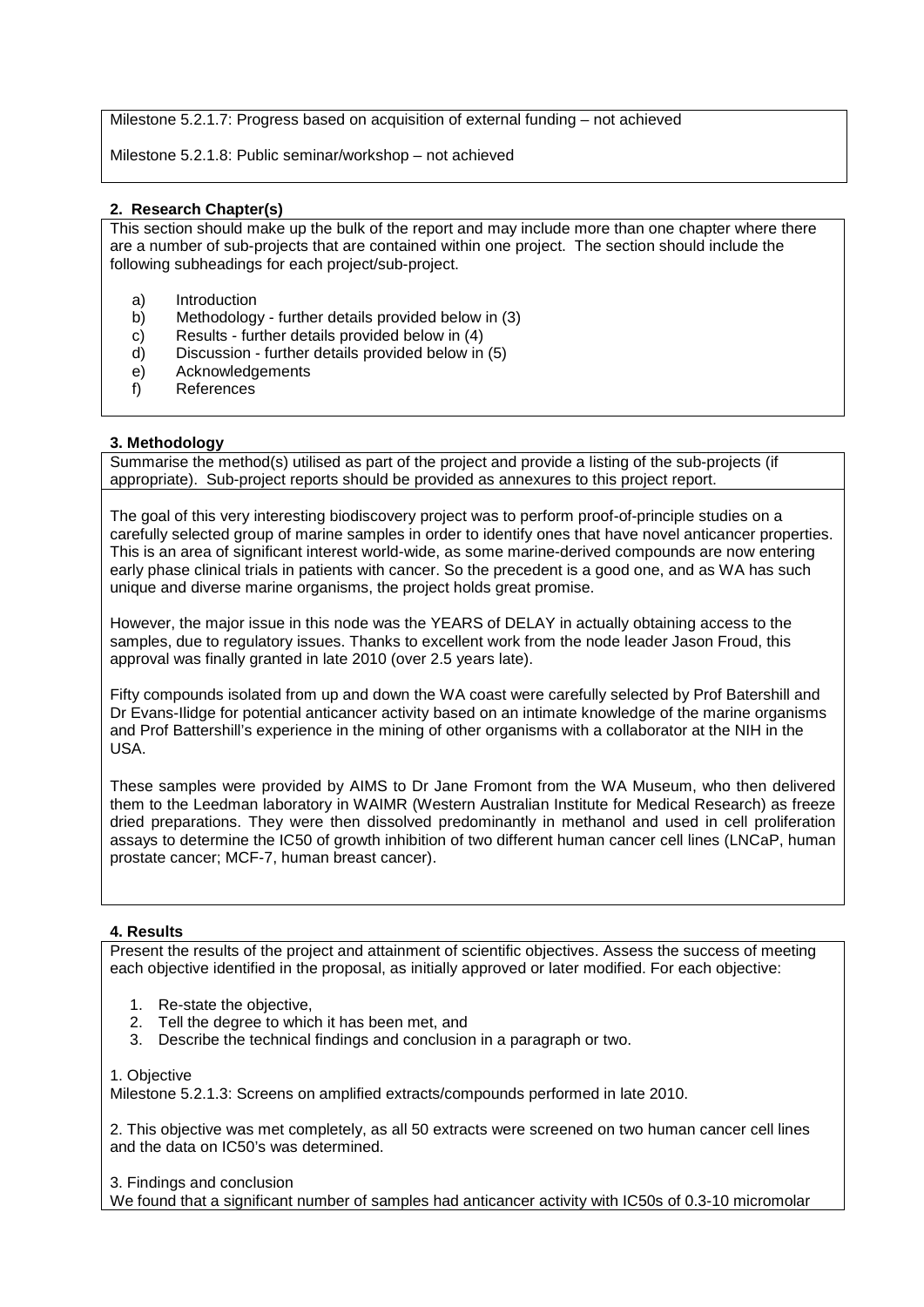Milestone 5.2.1.7: Progress based on acquisition of external funding – not achieved

Milestone 5.2.1.8: Public seminar/workshop – not achieved

## 2. Research Chapter(s)

This section should make up the bulk of the report and may include more than one chapter where there are a number of sub-projects that are contained within one project. The section should include the following subheadings for each project/sub-project.

a) Introduction
b) Methodology - further details provided below in (3)
c) Results - further details provided below in (4)
d) Discussion - further details provided below in (5)
e) Acknowledgements
f) References

## 3. Methodology

Summarise the method(s) utilised as part of the project and provide a listing of the sub-projects (if appropriate). Sub-project reports should be provided as annexures to this project report.

The goal of this very interesting biodiscovery project was to perform proof-of-principle studies on a carefully selected group of marine samples in order to identify ones that have novel anticancer properties. This is an area of significant interest world-wide, as some marine-derived compounds are now entering early phase clinical trials in patients with cancer. So the precedent is a good one, and as WA has such unique and diverse marine organisms, the project holds great promise.

However, the major issue in this node was the YEARS of DELAY in actually obtaining access to the samples, due to regulatory issues. Thanks to excellent work from the node leader Jason Froud, this approval was finally granted in late 2010 (over 2.5 years late).

Fifty compounds isolated from up and down the WA coast were carefully selected by Prof Batershill and Dr Evans-Ilidge for potential anticancer activity based on an intimate knowledge of the marine organisms and Prof Battershill's experience in the mining of other organisms with a collaborator at the NIH in the USA.

These samples were provided by AIMS to Dr Jane Fromont from the WA Museum, who then delivered them to the Leedman laboratory in WAIMR (Western Australian Institute for Medical Research) as freeze dried preparations. They were then dissolved predominantly in methanol and used in cell proliferation assays to determine the IC50 of growth inhibition of two different human cancer cell lines (LNCaP, human prostate cancer; MCF-7, human breast cancer).

## 4. Results

Present the results of the project and attainment of scientific objectives. Assess the success of meeting each objective identified in the proposal, as initially approved or later modified. For each objective:

1. Re-state the objective,
2. Tell the degree to which it has been met, and
3. Describe the technical findings and conclusion in a paragraph or two.

1. Objective
Milestone 5.2.1.3: Screens on amplified extracts/compounds performed in late 2010.

2. This objective was met completely, as all 50 extracts were screened on two human cancer cell lines and the data on IC50's was determined.

3. Findings and conclusion
We found that a significant number of samples had anticancer activity with IC50s of 0.3-10 micromolar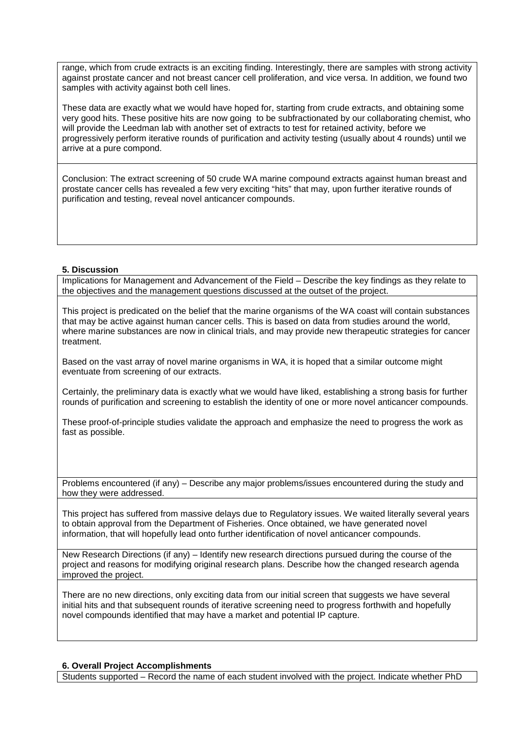range, which from crude extracts is an exciting finding. Interestingly, there are samples with strong activity against prostate cancer and not breast cancer cell proliferation, and vice versa. In addition, we found two samples with activity against both cell lines.

These data are exactly what we would have hoped for, starting from crude extracts, and obtaining some very good hits. These positive hits are now going to be subfractionated by our collaborating chemist, who will provide the Leedman lab with another set of extracts to test for retained activity, before we progressively perform iterative rounds of purification and activity testing (usually about 4 rounds) until we arrive at a pure compond.

Conclusion: The extract screening of 50 crude WA marine compound extracts against human breast and prostate cancer cells has revealed a few very exciting "hits" that may, upon further iterative rounds of purification and testing, reveal novel anticancer compounds.

## 5. Discussion

Implications for Management and Advancement of the Field – Describe the key findings as they relate to the objectives and the management questions discussed at the outset of the project.

This project is predicated on the belief that the marine organisms of the WA coast will contain substances that may be active against human cancer cells. This is based on data from studies around the world, where marine substances are now in clinical trials, and may provide new therapeutic strategies for cancer treatment.

Based on the vast array of novel marine organisms in WA, it is hoped that a similar outcome might eventuate from screening of our extracts.

Certainly, the preliminary data is exactly what we would have liked, establishing a strong basis for further rounds of purification and screening to establish the identity of one or more novel anticancer compounds.

These proof-of-principle studies validate the approach and emphasize the need to progress the work as fast as possible.

Problems encountered (if any) – Describe any major problems/issues encountered during the study and how they were addressed.

This project has suffered from massive delays due to Regulatory issues. We waited literally several years to obtain approval from the Department of Fisheries. Once obtained, we have generated novel information, that will hopefully lead onto further identification of novel anticancer compounds.

New Research Directions (if any) – Identify new research directions pursued during the course of the project and reasons for modifying original research plans. Describe how the changed research agenda improved the project.

There are no new directions, only exciting data from our initial screen that suggests we have several initial hits and that subsequent rounds of iterative screening need to progress forthwith and hopefully novel compounds identified that may have a market and potential IP capture.

## 6. Overall Project Accomplishments

Students supported – Record the name of each student involved with the project. Indicate whether PhD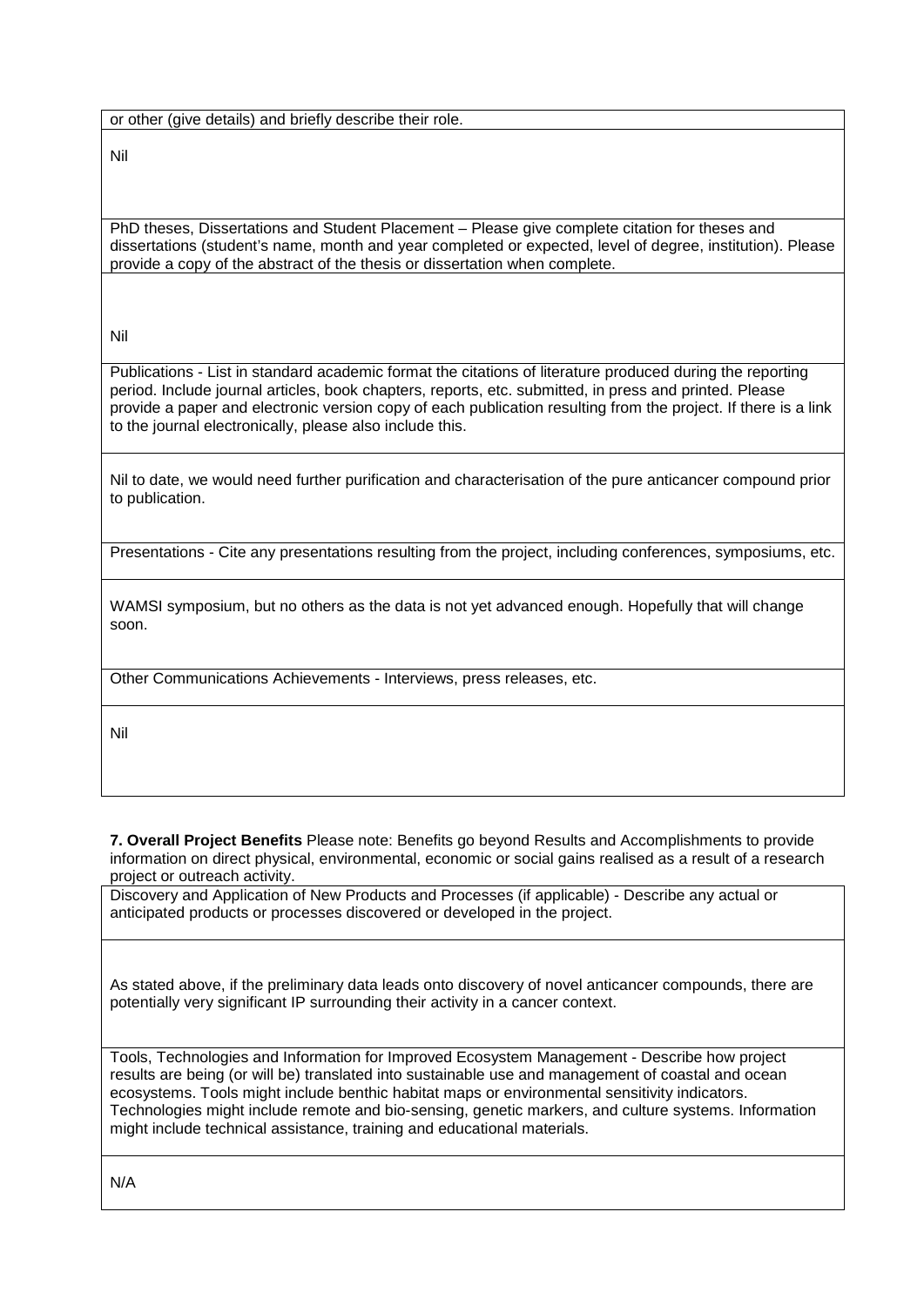or other (give details) and briefly describe their role.

Nil

PhD theses, Dissertations and Student Placement – Please give complete citation for theses and dissertations (student's name, month and year completed or expected, level of degree, institution). Please provide a copy of the abstract of the thesis or dissertation when complete.

Nil

Publications - List in standard academic format the citations of literature produced during the reporting period. Include journal articles, book chapters, reports, etc. submitted, in press and printed. Please provide a paper and electronic version copy of each publication resulting from the project. If there is a link to the journal electronically, please also include this.

Nil to date, we would need further purification and characterisation of the pure anticancer compound prior to publication.

Presentations - Cite any presentations resulting from the project, including conferences, symposiums, etc.

WAMSI symposium, but no others as the data is not yet advanced enough. Hopefully that will change soon.

Other Communications Achievements - Interviews, press releases, etc.

Nil

**7. Overall Project Benefits** Please note: Benefits go beyond Results and Accomplishments to provide information on direct physical, environmental, economic or social gains realised as a result of a research project or outreach activity.

Discovery and Application of New Products and Processes (if applicable) - Describe any actual or anticipated products or processes discovered or developed in the project.

As stated above, if the preliminary data leads onto discovery of novel anticancer compounds, there are potentially very significant IP surrounding their activity in a cancer context.

Tools, Technologies and Information for Improved Ecosystem Management - Describe how project results are being (or will be) translated into sustainable use and management of coastal and ocean ecosystems. Tools might include benthic habitat maps or environmental sensitivity indicators. Technologies might include remote and bio-sensing, genetic markers, and culture systems. Information might include technical assistance, training and educational materials.

N/A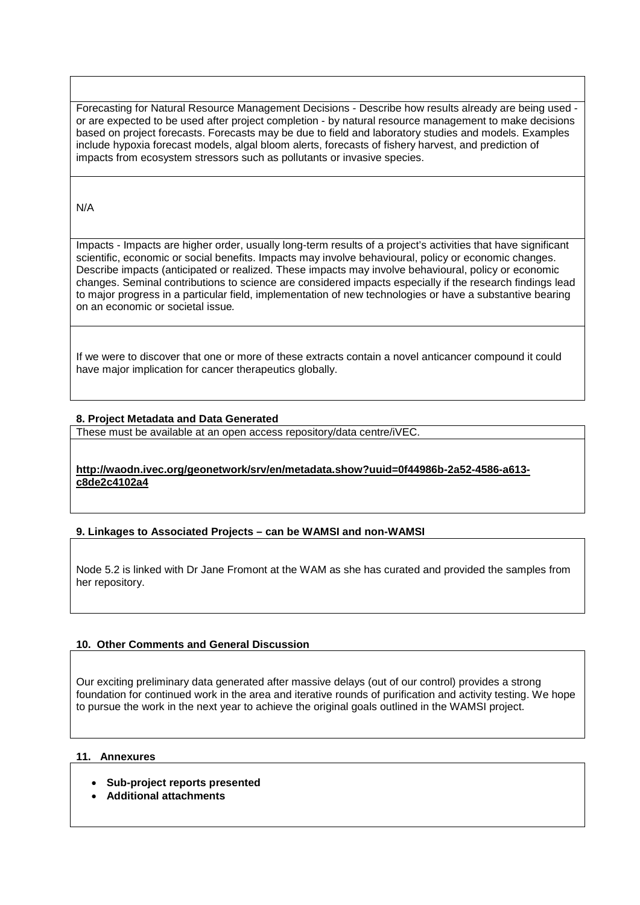Forecasting for Natural Resource Management Decisions - Describe how results already are being used - or are expected to be used after project completion - by natural resource management to make decisions based on project forecasts. Forecasts may be due to field and laboratory studies and models. Examples include hypoxia forecast models, algal bloom alerts, forecasts of fishery harvest, and prediction of impacts from ecosystem stressors such as pollutants or invasive species.

N/A

Impacts - Impacts are higher order, usually long-term results of a project's activities that have significant scientific, economic or social benefits. Impacts may involve behavioural, policy or economic changes. Describe impacts (anticipated or realized. These impacts may involve behavioural, policy or economic changes. Seminal contributions to science are considered impacts especially if the research findings lead to major progress in a particular field, implementation of new technologies or have a substantive bearing on an economic or societal issue.

If we were to discover that one or more of these extracts contain a novel anticancer compound it could have major implication for cancer therapeutics globally.

**8. Project Metadata and Data Generated**

These must be available at an open access repository/data centre/iVEC.

**http://waodn.ivec.org/geonetwork/srv/en/metadata.show?uuid=0f44986b-2a52-4586-a613-c8de2c4102a4**

**9. Linkages to Associated Projects – can be WAMSI and non-WAMSI**

Node 5.2 is linked with Dr Jane Fromont at the WAM as she has curated and provided the samples from her repository.

**10. Other Comments and General Discussion**

Our exciting preliminary data generated after massive delays (out of our control) provides a strong foundation for continued work in the area and iterative rounds of purification and activity testing. We hope to pursue the work in the next year to achieve the original goals outlined in the WAMSI project.

**11. Annexures**

- **Sub-project reports presented**
- **Additional attachments**